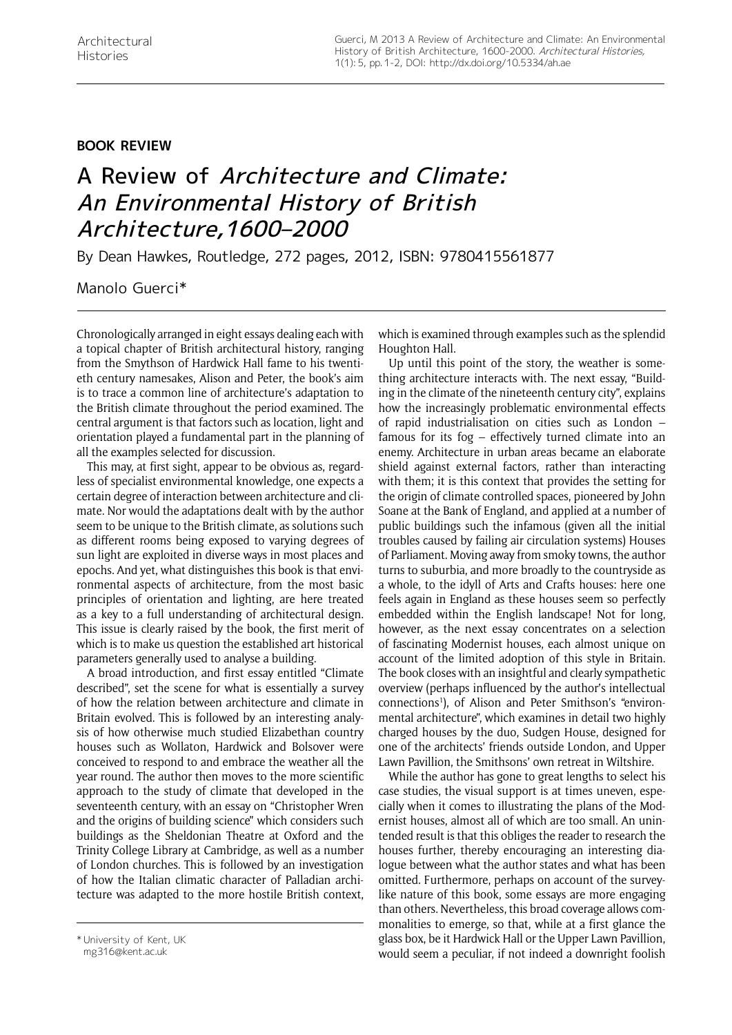**BOOK REVIEW**

# A Review of *Architecture and Climate: An Environmental History of British Architecture,1600–2000*

By Dean Hawkes, Routledge, 272 pages, 2012, ISBN: 9780415561877

Manolo Guerci*

Chronologically arranged in eight essays dealing each with a topical chapter of British architectural history, ranging from the Smythson of Hardwick Hall fame to his twentieth century namesakes, Alison and Peter, the book's aim is to trace a common line of architecture's adaptation to the British climate throughout the period examined. The central argument is that factors such as location, light and orientation played a fundamental part in the planning of all the examples selected for discussion.

This may, at first sight, appear to be obvious as, regardless of specialist environmental knowledge, one expects a certain degree of interaction between architecture and climate. Nor would the adaptations dealt with by the author seem to be unique to the British climate, as solutions such as different rooms being exposed to varying degrees of sun light are exploited in diverse ways in most places and epochs. And yet, what distinguishes this book is that environmental aspects of architecture, from the most basic principles of orientation and lighting, are here treated as a key to a full understanding of architectural design. This issue is clearly raised by the book, the first merit of which is to make us question the established art historical parameters generally used to analyse a building.

A broad introduction, and first essay entitled "Climate described", set the scene for what is essentially a survey of how the relation between architecture and climate in Britain evolved. This is followed by an interesting analysis of how otherwise much studied Elizabethan country houses such as Wollaton, Hardwick and Bolsover were conceived to respond to and embrace the weather all the year round. The author then moves to the more scientific approach to the study of climate that developed in the seventeenth century, with an essay on "Christopher Wren and the origins of building science" which considers such buildings as the Sheldonian Theatre at Oxford and the Trinity College Library at Cambridge, as well as a number of London churches. This is followed by an investigation of how the Italian climatic character of Palladian architecture was adapted to the more hostile British context, which is examined through examples such as the splendid Houghton Hall.

Up until this point of the story, the weather is something architecture interacts with. The next essay, "Building in the climate of the nineteenth century city", explains how the increasingly problematic environmental effects of rapid industrialisation on cities such as London – famous for its fog – effectively turned climate into an enemy. Architecture in urban areas became an elaborate shield against external factors, rather than interacting with them; it is this context that provides the setting for the origin of climate controlled spaces, pioneered by John Soane at the Bank of England, and applied at a number of public buildings such the infamous (given all the initial troubles caused by failing air circulation systems) Houses of Parliament. Moving away from smoky towns, the author turns to suburbia, and more broadly to the countryside as a whole, to the idyll of Arts and Crafts houses: here one feels again in England as these houses seem so perfectly embedded within the English landscape! Not for long, however, as the next essay concentrates on a selection of fascinating Modernist houses, each almost unique on account of the limited adoption of this style in Britain. The book closes with an insightful and clearly sympathetic overview (perhaps influenced by the author's intellectual connections[1]), of Alison and Peter Smithson's "environmental architecture", which examines in detail two highly charged houses by the duo, Sudgen House, designed for one of the architects' friends outside London, and Upper Lawn Pavillion, the Smithsons' own retreat in Wiltshire.

While the author has gone to great lengths to select his case studies, the visual support is at times uneven, especially when it comes to illustrating the plans of the Modernist houses, almost all of which are too small. An unintended result is that this obliges the reader to research the houses further, thereby encouraging an interesting dialogue between what the author states and what has been omitted. Furthermore, perhaps on account of the surveylike nature of this book, some essays are more engaging than others. Nevertheless, this broad coverage allows commonalities to emerge, so that, while at a first glance the glass box, be it Hardwick Hall or the Upper Lawn Pavillion, would seem a peculiar, if not indeed a downright foolish

\* University of Kent, UK
mg316@kent.ac.uk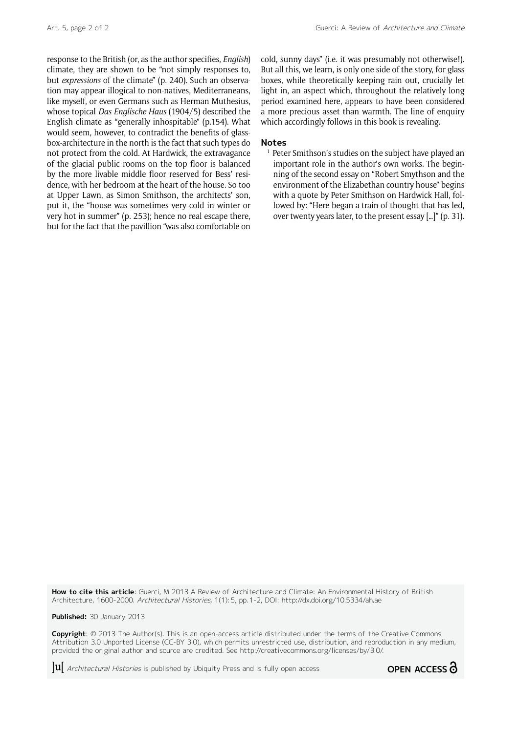response to the British (or, as the author specifies, *English*) climate, they are shown to be "not simply responses to, but *expressions* of the climate" (p. 240). Such an observation may appear illogical to non-natives, Mediterraneans, like myself, or even Germans such as Herman Muthesius, whose topical *Das Englische Haus* (1904/5) described the English climate as "generally inhospitable" (p.154). What would seem, however, to contradict the benefits of glass-box-architecture in the north is the fact that such types do not protect from the cold. At Hardwick, the extravagance of the glacial public rooms on the top floor is balanced by the more livable middle floor reserved for Bess' residence, with her bedroom at the heart of the house. So too at Upper Lawn, as Simon Smithson, the architects' son, put it, the "house was sometimes very cold in winter or very hot in summer" (p. 253); hence no real escape there, but for the fact that the pavillion "was also comfortable on cold, sunny days" (i.e. it was presumably not otherwise!). But all this, we learn, is only one side of the story, for glass boxes, while theoretically keeping rain out, crucially let light in, an aspect which, throughout the relatively long period examined here, appears to have been considered a more precious asset than warmth. The line of enquiry which accordingly follows in this book is revealing.

## Notes

[1] Peter Smithson's studies on the subject have played an important role in the author's own works. The beginning of the second essay on "Robert Smythson and the environment of the Elizabethan country house" begins with a quote by Peter Smithson on Hardwick Hall, followed by: "Here began a train of thought that has led, over twenty years later, to the present essay [...]" (p. 31).

**How to cite this article**: Guerci, M 2013 A Review of Architecture and Climate: An Environmental History of British Architecture, 1600-2000. *Architectural Histories,* 1(1): 5, pp. 1-2, DOI: http://dx.doi.org/10.5334/ah.ae

**Published:** 30 January 2013

**Copyright**: © 2013 The Author(s). This is an open-access article distributed under the terms of the Creative Commons Attribution 3.0 Unported License (CC-BY 3.0), which permits unrestricted use, distribution, and reproduction in any medium, provided the original author and source are credited. See http://creativecommons.org/licenses/by/3.0/.

*Architectural Histories* is published by Ubiquity Press and is fully open access

OPEN ACCESS